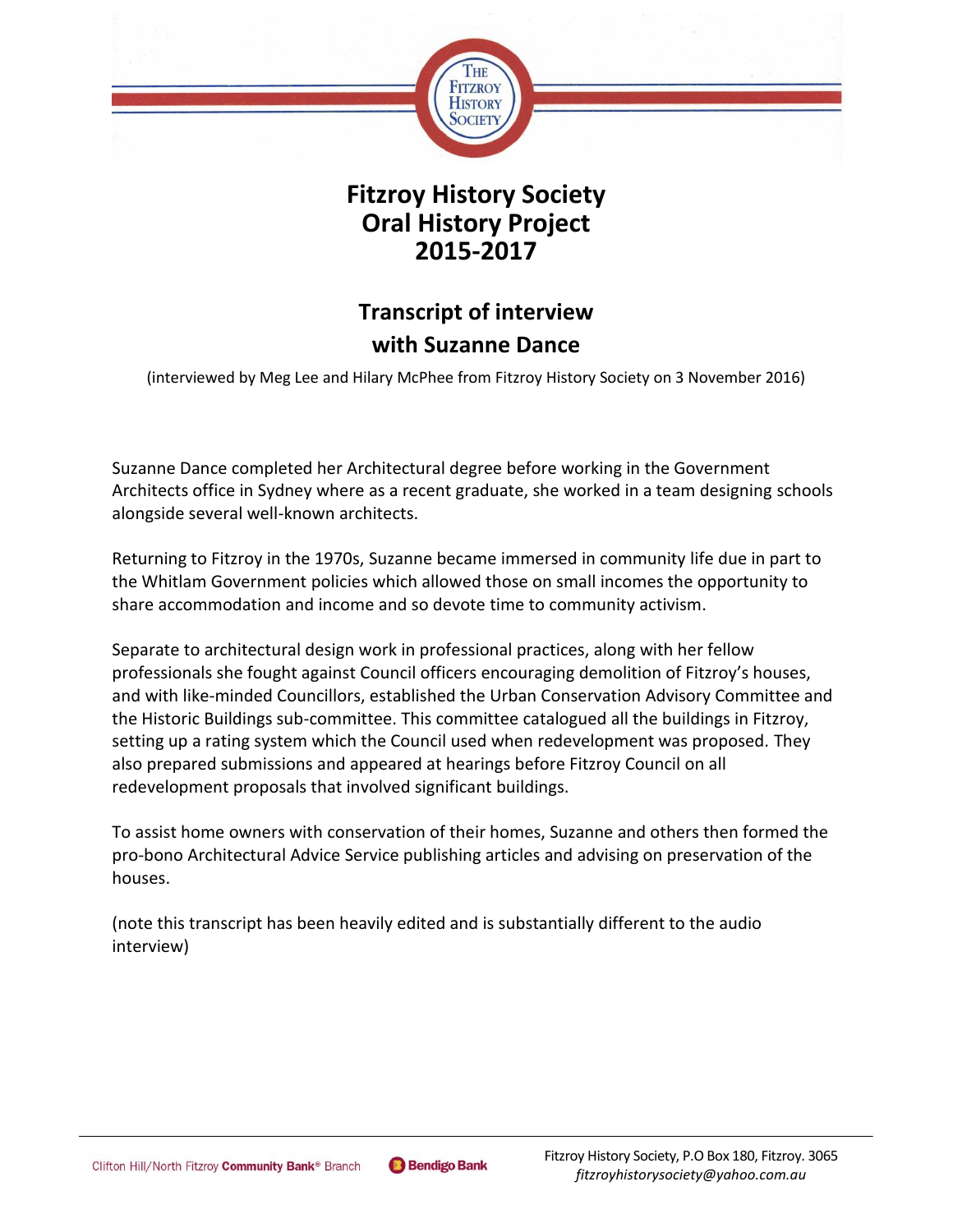# Fitzroy History Society
# Oral History Project
# 2015-2017

## Transcript of interview with Suzanne Dance

(interviewed by Meg Lee and Hilary McPhee from Fitzroy History Society on 3 November 2016)

Suzanne Dance completed her Architectural degree before working in the Government Architects office in Sydney where as a recent graduate, she worked in a team designing schools alongside several well-known architects.

Returning to Fitzroy in the 1970s, Suzanne became immersed in community life due in part to the Whitlam Government policies which allowed those on small incomes the opportunity to share accommodation and income and so devote time to community activism.

Separate to architectural design work in professional practices, along with her fellow professionals she fought against Council officers encouraging demolition of Fitzroy's houses, and with like-minded Councillors, established the Urban Conservation Advisory Committee and the Historic Buildings sub-committee. This committee catalogued all the buildings in Fitzroy, setting up a rating system which the Council used when redevelopment was proposed. They also prepared submissions and appeared at hearings before Fitzroy Council on all redevelopment proposals that involved significant buildings.

To assist home owners with conservation of their homes, Suzanne and others then formed the pro-bono Architectural Advice Service publishing articles and advising on preservation of the houses.

(note this transcript has been heavily edited and is substantially different to the audio interview)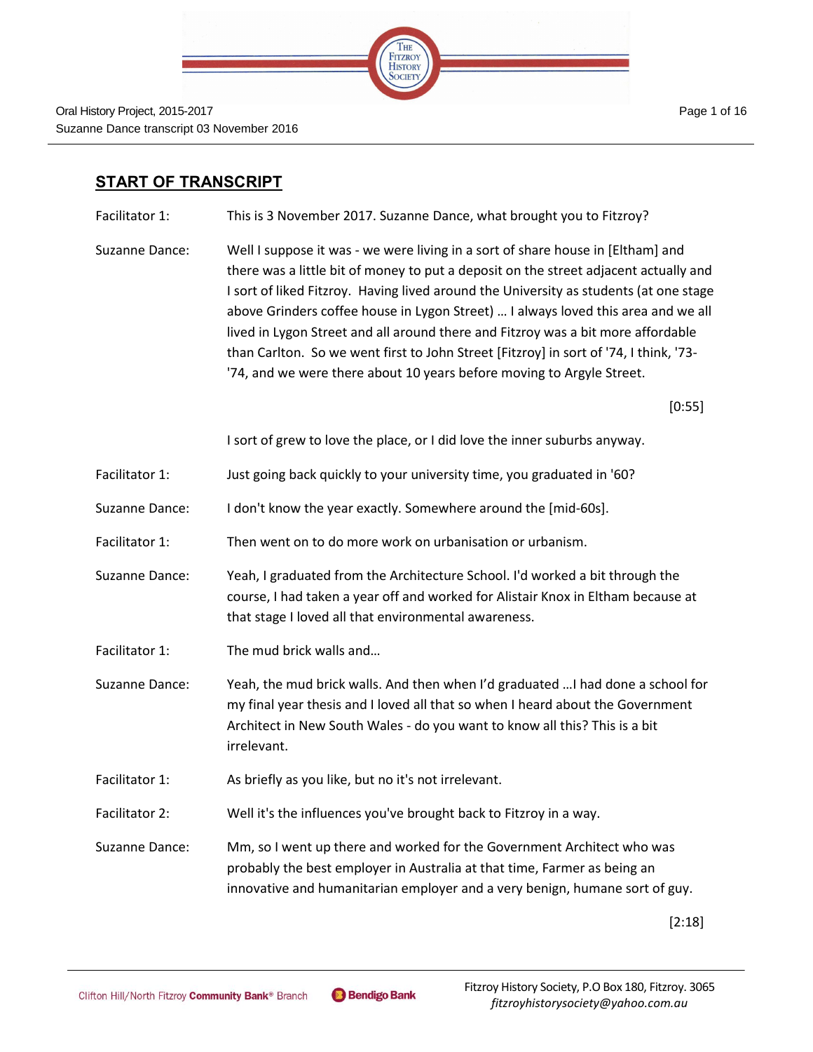## START OF TRANSCRIPT

| | |
|---|---|
| Facilitator 1: | This is 3 November 2017. Suzanne Dance, what brought you to Fitzroy? |
| Suzanne Dance: | Well I suppose it was - we were living in a sort of share house in [Eltham] and there was a little bit of money to put a deposit on the street adjacent actually and I sort of liked Fitzroy. Having lived around the University as students (at one stage above Grinders coffee house in Lygon Street) … I always loved this area and we all lived in Lygon Street and all around there and Fitzroy was a bit more affordable than Carlton. So we went first to John Street [Fitzroy] in sort of '74, I think, '73-'74, and we were there about 10 years before moving to Argyle Street. |
| | [0:55] |
| | I sort of grew to love the place, or I did love the inner suburbs anyway. |
| Facilitator 1: | Just going back quickly to your university time, you graduated in '60? |
| Suzanne Dance: | I don't know the year exactly. Somewhere around the [mid-60s]. |
| Facilitator 1: | Then went on to do more work on urbanisation or urbanism. |
| Suzanne Dance: | Yeah, I graduated from the Architecture School. I'd worked a bit through the course, I had taken a year off and worked for Alistair Knox in Eltham because at that stage I loved all that environmental awareness. |
| Facilitator 1: | The mud brick walls and… |
| Suzanne Dance: | Yeah, the mud brick walls. And then when I'd graduated …I had done a school for my final year thesis and I loved all that so when I heard about the Government Architect in New South Wales - do you want to know all this? This is a bit irrelevant. |
| Facilitator 1: | As briefly as you like, but no it's not irrelevant. |
| Facilitator 2: | Well it's the influences you've brought back to Fitzroy in a way. |
| Suzanne Dance: | Mm, so I went up there and worked for the Government Architect who was probably the best employer in Australia at that time, Farmer as being an innovative and humanitarian employer and a very benign, humane sort of guy. |
| | [2:18] |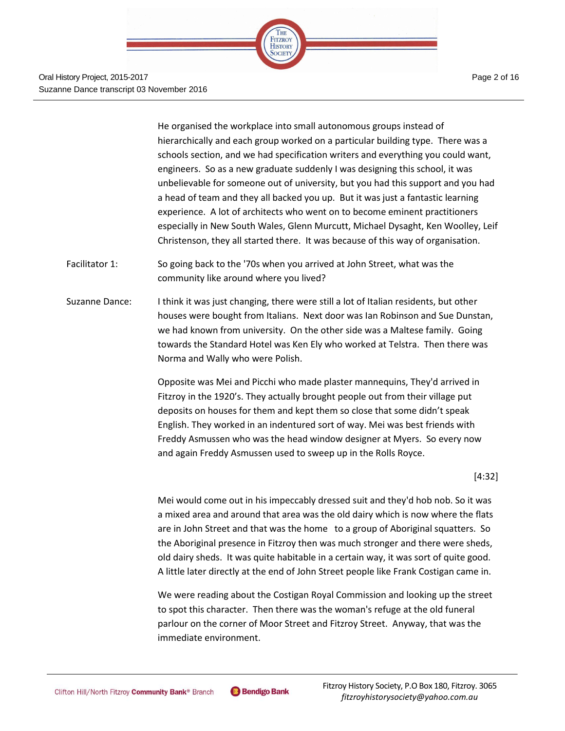He organised the workplace into small autonomous groups instead of hierarchically and each group worked on a particular building type. There was a schools section, and we had specification writers and everything you could want, engineers. So as a new graduate suddenly I was designing this school, it was unbelievable for someone out of university, but you had this support and you had a head of team and they all backed you up. But it was just a fantastic learning experience. A lot of architects who went on to become eminent practitioners especially in New South Wales, Glenn Murcutt, Michael Dysaght, Ken Woolley, Leif Christenson, they all started there. It was because of this way of organisation.

Facilitator 1: So going back to the '70s when you arrived at John Street, what was the community like around where you lived?

Suzanne Dance: I think it was just changing, there were still a lot of Italian residents, but other houses were bought from Italians. Next door was Ian Robinson and Sue Dunstan, we had known from university. On the other side was a Maltese family. Going towards the Standard Hotel was Ken Ely who worked at Telstra. Then there was Norma and Wally who were Polish.

Opposite was Mei and Picchi who made plaster mannequins, They'd arrived in Fitzroy in the 1920's. They actually brought people out from their village put deposits on houses for them and kept them so close that some didn't speak English. They worked in an indentured sort of way. Mei was best friends with Freddy Asmussen who was the head window designer at Myers. So every now and again Freddy Asmussen used to sweep up in the Rolls Royce.

[4:32]

Mei would come out in his impeccably dressed suit and they'd hob nob. So it was a mixed area and around that area was the old dairy which is now where the flats are in John Street and that was the home to a group of Aboriginal squatters. So the Aboriginal presence in Fitzroy then was much stronger and there were sheds, old dairy sheds. It was quite habitable in a certain way, it was sort of quite good. A little later directly at the end of John Street people like Frank Costigan came in.

We were reading about the Costigan Royal Commission and looking up the street to spot this character. Then there was the woman's refuge at the old funeral parlour on the corner of Moor Street and Fitzroy Street. Anyway, that was the immediate environment.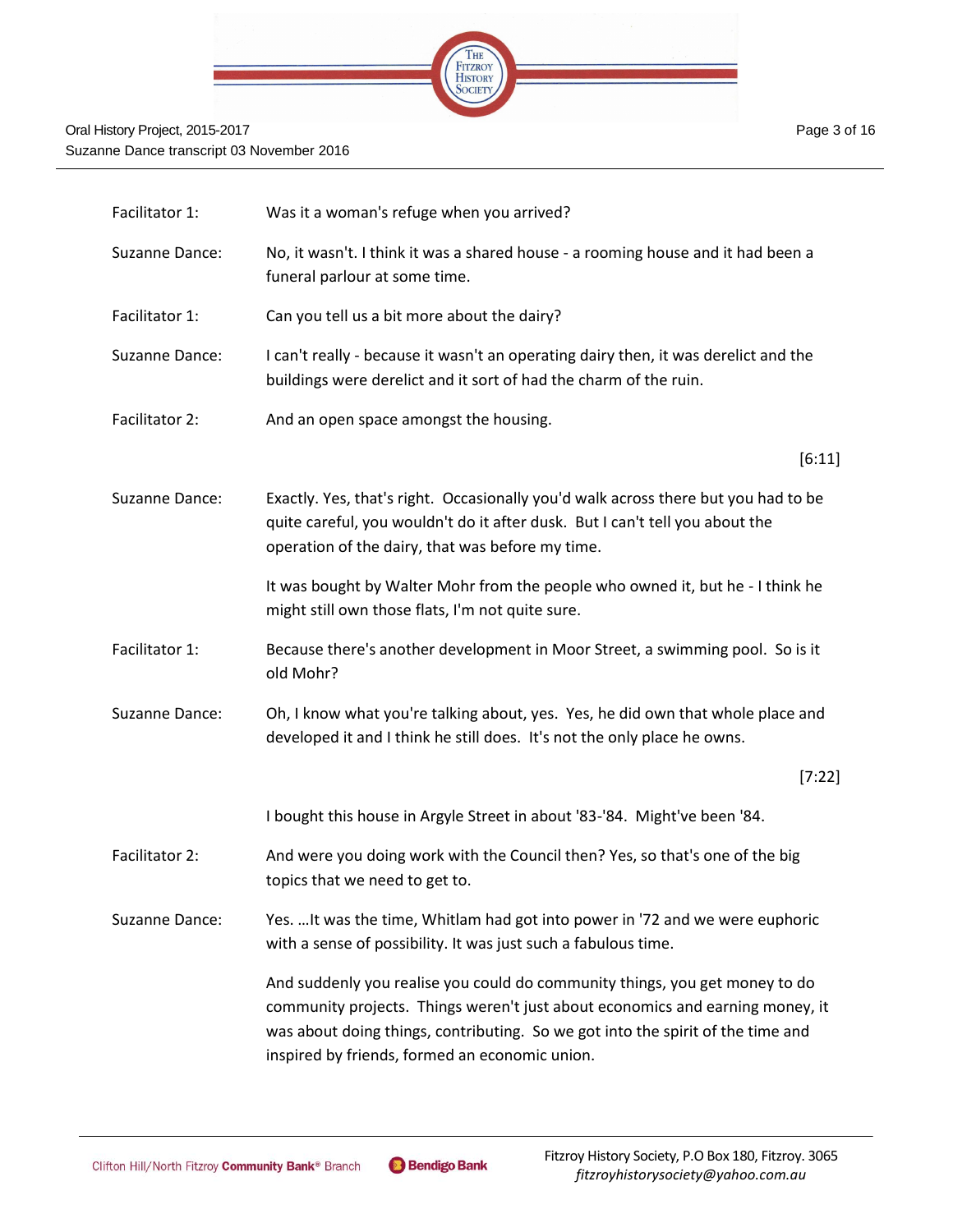| | |
|---|---|
| Facilitator 1: | Was it a woman's refuge when you arrived? |
| Suzanne Dance: | No, it wasn't. I think it was a shared house - a rooming house and it had been a funeral parlour at some time. |
| Facilitator 1: | Can you tell us a bit more about the dairy? |
| Suzanne Dance: | I can't really - because it wasn't an operating dairy then, it was derelict and the buildings were derelict and it sort of had the charm of the ruin. |
| Facilitator 2: | And an open space amongst the housing. |
| | [6:11] |
| Suzanne Dance: | Exactly. Yes, that's right. Occasionally you'd walk across there but you had to be quite careful, you wouldn't do it after dusk. But I can't tell you about the operation of the dairy, that was before my time.<br><br>It was bought by Walter Mohr from the people who owned it, but he - I think he might still own those flats, I'm not quite sure. |
| Facilitator 1: | Because there's another development in Moor Street, a swimming pool. So is it old Mohr? |
| Suzanne Dance: | Oh, I know what you're talking about, yes. Yes, he did own that whole place and developed it and I think he still does. It's not the only place he owns.<br><br>[7:22]<br><br>I bought this house in Argyle Street in about '83-'84. Might've been '84. |
| Facilitator 2: | And were you doing work with the Council then? Yes, so that's one of the big topics that we need to get to. |
| Suzanne Dance: | Yes. …It was the time, Whitlam had got into power in '72 and we were euphoric with a sense of possibility. It was just such a fabulous time.<br><br>And suddenly you realise you could do community things, you get money to do community projects. Things weren't just about economics and earning money, it was about doing things, contributing. So we got into the spirit of the time and inspired by friends, formed an economic union. |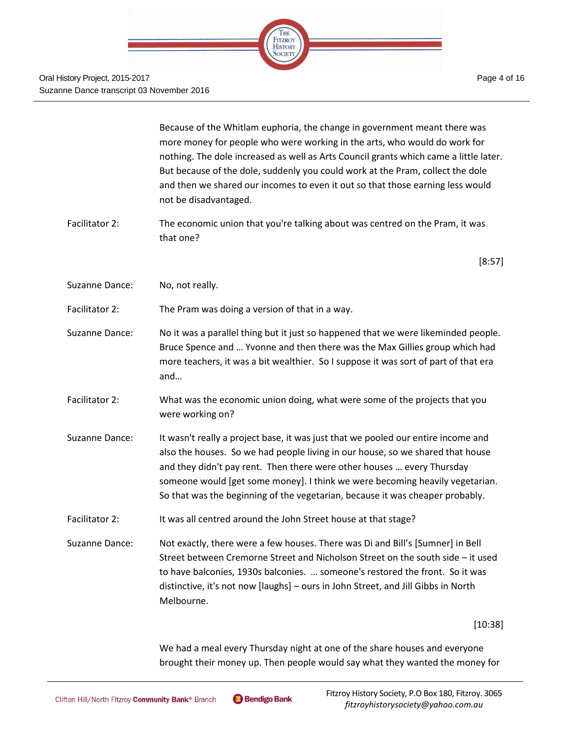Because of the Whitlam euphoria, the change in government meant there was more money for people who were working in the arts, who would do work for nothing. The dole increased as well as Arts Council grants which came a little later. But because of the dole, suddenly you could work at the Pram, collect the dole and then we shared our incomes to even it out so that those earning less would not be disadvantaged.

Facilitator 2: The economic union that you're talking about was centred on the Pram, it was that one?

[8:57]

Suzanne Dance: No, not really.

Facilitator 2: The Pram was doing a version of that in a way.

Suzanne Dance: No it was a parallel thing but it just so happened that we were likeminded people. Bruce Spence and … Yvonne and then there was the Max Gillies group which had more teachers, it was a bit wealthier. So I suppose it was sort of part of that era and…

Facilitator 2: What was the economic union doing, what were some of the projects that you were working on?

Suzanne Dance: It wasn't really a project base, it was just that we pooled our entire income and also the houses. So we had people living in our house, so we shared that house and they didn't pay rent. Then there were other houses … every Thursday someone would [get some money]. I think we were becoming heavily vegetarian. So that was the beginning of the vegetarian, because it was cheaper probably.

Facilitator 2: It was all centred around the John Street house at that stage?

Suzanne Dance: Not exactly, there were a few houses. There was Di and Bill's [Sumner] in Bell Street between Cremorne Street and Nicholson Street on the south side – it used to have balconies, 1930s balconies. … someone's restored the front. So it was distinctive, it's not now [laughs] – ours in John Street, and Jill Gibbs in North Melbourne.

[10:38]

We had a meal every Thursday night at one of the share houses and everyone brought their money up. Then people would say what they wanted the money for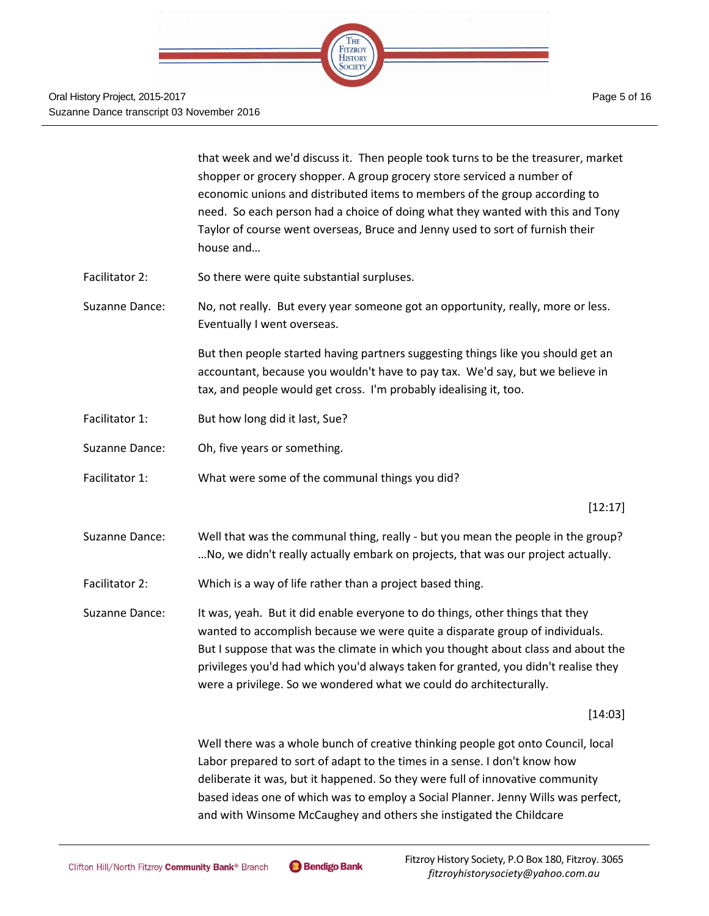that week and we'd discuss it. Then people took turns to be the treasurer, market shopper or grocery shopper. A group grocery store serviced a number of economic unions and distributed items to members of the group according to need. So each person had a choice of doing what they wanted with this and Tony Taylor of course went overseas, Bruce and Jenny used to sort of furnish their house and…

Facilitator 2: So there were quite substantial surpluses.

Suzanne Dance: No, not really. But every year someone got an opportunity, really, more or less. Eventually I went overseas.

But then people started having partners suggesting things like you should get an accountant, because you wouldn't have to pay tax. We'd say, but we believe in tax, and people would get cross. I'm probably idealising it, too.

Facilitator 1: But how long did it last, Sue?

Suzanne Dance: Oh, five years or something.

Facilitator 1: What were some of the communal things you did?

[12:17]

Suzanne Dance: Well that was the communal thing, really - but you mean the people in the group? …No, we didn't really actually embark on projects, that was our project actually.

Facilitator 2: Which is a way of life rather than a project based thing.

Suzanne Dance: It was, yeah. But it did enable everyone to do things, other things that they wanted to accomplish because we were quite a disparate group of individuals. But I suppose that was the climate in which you thought about class and about the privileges you'd had which you'd always taken for granted, you didn't realise they were a privilege. So we wondered what we could do architecturally.

[14:03]

Well there was a whole bunch of creative thinking people got onto Council, local Labor prepared to sort of adapt to the times in a sense. I don't know how deliberate it was, but it happened. So they were full of innovative community based ideas one of which was to employ a Social Planner. Jenny Wills was perfect, and with Winsome McCaughey and others she instigated the Childcare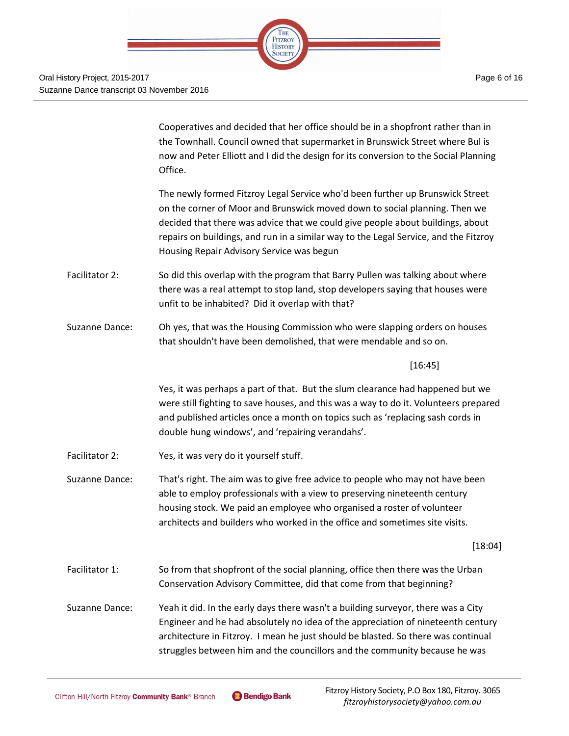Cooperatives and decided that her office should be in a shopfront rather than in the Townhall. Council owned that supermarket in Brunswick Street where Bul is now and Peter Elliott and I did the design for its conversion to the Social Planning Office.

The newly formed Fitzroy Legal Service who'd been further up Brunswick Street on the corner of Moor and Brunswick moved down to social planning. Then we decided that there was advice that we could give people about buildings, about repairs on buildings, and run in a similar way to the Legal Service, and the Fitzroy Housing Repair Advisory Service was begun

**Facilitator 2:** So did this overlap with the program that Barry Pullen was talking about where there was a real attempt to stop land, stop developers saying that houses were unfit to be inhabited? Did it overlap with that?

**Suzanne Dance:** Oh yes, that was the Housing Commission who were slapping orders on houses that shouldn't have been demolished, that were mendable and so on.

[16:45]

Yes, it was perhaps a part of that. But the slum clearance had happened but we were still fighting to save houses, and this was a way to do it. Volunteers prepared and published articles once a month on topics such as 'replacing sash cords in double hung windows', and 'repairing verandahs'.

**Facilitator 2:** Yes, it was very do it yourself stuff.

**Suzanne Dance:** That's right. The aim was to give free advice to people who may not have been able to employ professionals with a view to preserving nineteenth century housing stock. We paid an employee who organised a roster of volunteer architects and builders who worked in the office and sometimes site visits.

[18:04]

**Facilitator 1:** So from that shopfront of the social planning, office then there was the Urban Conservation Advisory Committee, did that come from that beginning?

**Suzanne Dance:** Yeah it did. In the early days there wasn't a building surveyor, there was a City Engineer and he had absolutely no idea of the appreciation of nineteenth century architecture in Fitzroy. I mean he just should be blasted. So there was continual struggles between him and the councillors and the community because he was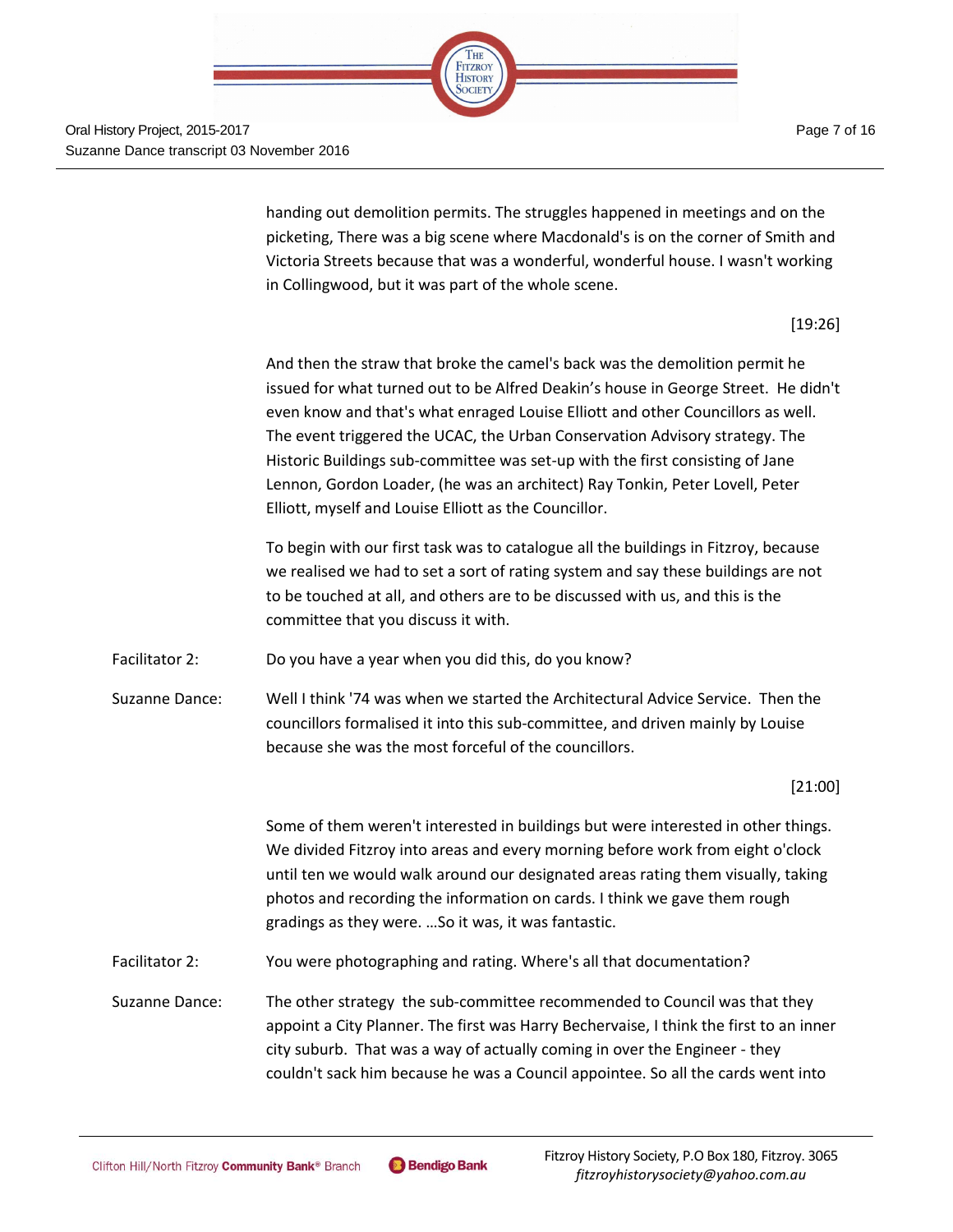handing out demolition permits. The struggles happened in meetings and on the picketing, There was a big scene where Macdonald's is on the corner of Smith and Victoria Streets because that was a wonderful, wonderful house. I wasn't working in Collingwood, but it was part of the whole scene.

[19:26]

And then the straw that broke the camel's back was the demolition permit he issued for what turned out to be Alfred Deakin's house in George Street. He didn't even know and that's what enraged Louise Elliott and other Councillors as well. The event triggered the UCAC, the Urban Conservation Advisory strategy. The Historic Buildings sub-committee was set-up with the first consisting of Jane Lennon, Gordon Loader, (he was an architect) Ray Tonkin, Peter Lovell, Peter Elliott, myself and Louise Elliott as the Councillor.

To begin with our first task was to catalogue all the buildings in Fitzroy, because we realised we had to set a sort of rating system and say these buildings are not to be touched at all, and others are to be discussed with us, and this is the committee that you discuss it with.

Facilitator 2: Do you have a year when you did this, do you know?

Suzanne Dance: Well I think '74 was when we started the Architectural Advice Service. Then the councillors formalised it into this sub-committee, and driven mainly by Louise because she was the most forceful of the councillors.

[21:00]

Some of them weren't interested in buildings but were interested in other things. We divided Fitzroy into areas and every morning before work from eight o'clock until ten we would walk around our designated areas rating them visually, taking photos and recording the information on cards. I think we gave them rough gradings as they were. …So it was, it was fantastic.

Facilitator 2: You were photographing and rating. Where's all that documentation?

Suzanne Dance: The other strategy the sub-committee recommended to Council was that they appoint a City Planner. The first was Harry Bechervaise, I think the first to an inner city suburb. That was a way of actually coming in over the Engineer - they couldn't sack him because he was a Council appointee. So all the cards went into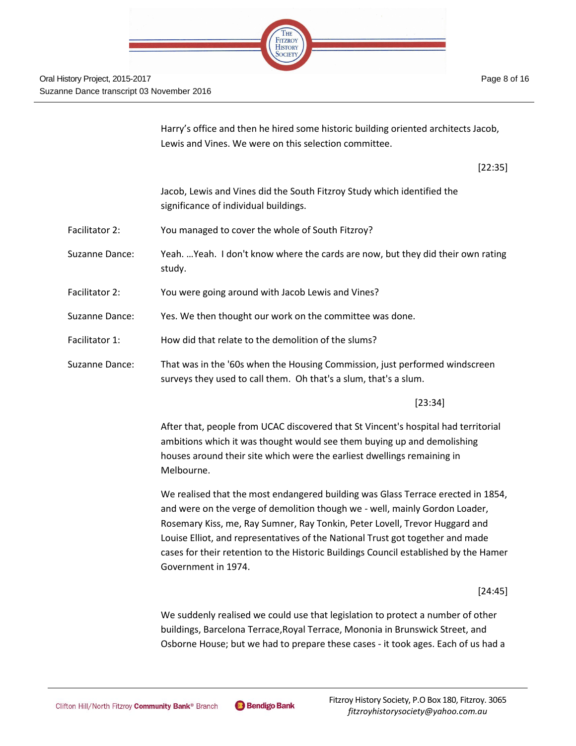Harry's office and then he hired some historic building oriented architects Jacob, Lewis and Vines. We were on this selection committee.

[22:35]

Jacob, Lewis and Vines did the South Fitzroy Study which identified the significance of individual buildings.

Facilitator 2: You managed to cover the whole of South Fitzroy?

Suzanne Dance: Yeah. …Yeah. I don't know where the cards are now, but they did their own rating study.

Facilitator 2: You were going around with Jacob Lewis and Vines?

Suzanne Dance: Yes. We then thought our work on the committee was done.

Facilitator 1: How did that relate to the demolition of the slums?

Suzanne Dance: That was in the '60s when the Housing Commission, just performed windscreen surveys they used to call them. Oh that's a slum, that's a slum.

[23:34]

After that, people from UCAC discovered that St Vincent's hospital had territorial ambitions which it was thought would see them buying up and demolishing houses around their site which were the earliest dwellings remaining in Melbourne.

We realised that the most endangered building was Glass Terrace erected in 1854, and were on the verge of demolition though we - well, mainly Gordon Loader, Rosemary Kiss, me, Ray Sumner, Ray Tonkin, Peter Lovell, Trevor Huggard and Louise Elliot, and representatives of the National Trust got together and made cases for their retention to the Historic Buildings Council established by the Hamer Government in 1974.

[24:45]

We suddenly realised we could use that legislation to protect a number of other buildings, Barcelona Terrace,Royal Terrace, Mononia in Brunswick Street, and Osborne House; but we had to prepare these cases - it took ages. Each of us had a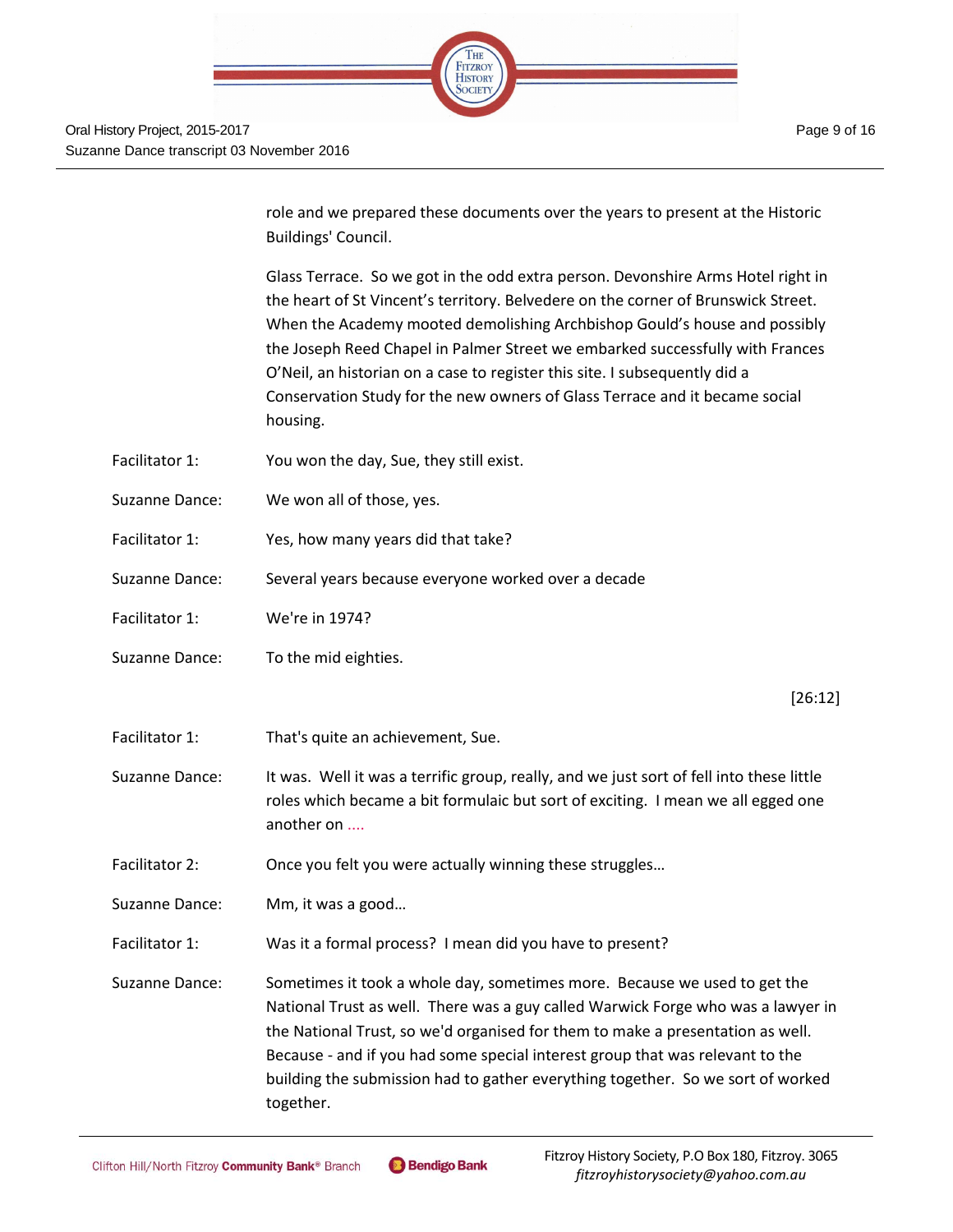role and we prepared these documents over the years to present at the Historic Buildings' Council.

Glass Terrace. So we got in the odd extra person. Devonshire Arms Hotel right in the heart of St Vincent's territory. Belvedere on the corner of Brunswick Street. When the Academy mooted demolishing Archbishop Gould's house and possibly the Joseph Reed Chapel in Palmer Street we embarked successfully with Frances O'Neil, an historian on a case to register this site. I subsequently did a Conservation Study for the new owners of Glass Terrace and it became social housing.

Facilitator 1: You won the day, Sue, they still exist.

Suzanne Dance: We won all of those, yes.

Facilitator 1: Yes, how many years did that take?

Suzanne Dance: Several years because everyone worked over a decade

Facilitator 1: We're in 1974?

Suzanne Dance: To the mid eighties.

[26:12]

Facilitator 1: That's quite an achievement, Sue.

Suzanne Dance: It was. Well it was a terrific group, really, and we just sort of fell into these little roles which became a bit formulaic but sort of exciting. I mean we all egged one another on ....

Facilitator 2: Once you felt you were actually winning these struggles…

Suzanne Dance: Mm, it was a good…

Facilitator 1: Was it a formal process? I mean did you have to present?

Suzanne Dance: Sometimes it took a whole day, sometimes more. Because we used to get the National Trust as well. There was a guy called Warwick Forge who was a lawyer in the National Trust, so we'd organised for them to make a presentation as well. Because - and if you had some special interest group that was relevant to the building the submission had to gather everything together. So we sort of worked together.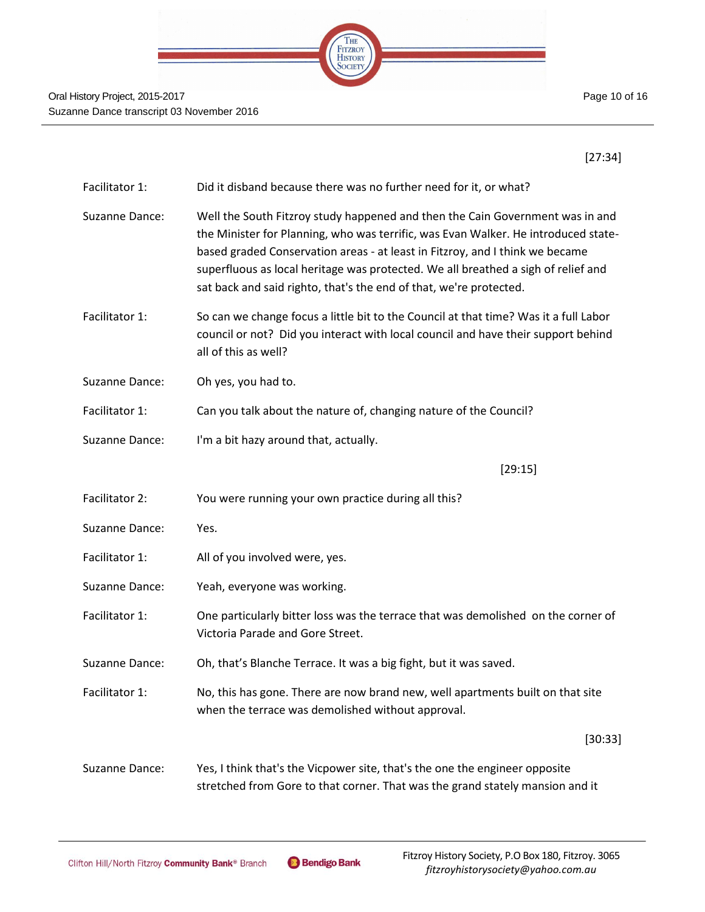[27:34]

Facilitator 1: Did it disband because there was no further need for it, or what?

Suzanne Dance: Well the South Fitzroy study happened and then the Cain Government was in and the Minister for Planning, who was terrific, was Evan Walker. He introduced state-based graded Conservation areas - at least in Fitzroy, and I think we became superfluous as local heritage was protected. We all breathed a sigh of relief and sat back and said righto, that's the end of that, we're protected.

Facilitator 1: So can we change focus a little bit to the Council at that time? Was it a full Labor council or not? Did you interact with local council and have their support behind all of this as well?

Suzanne Dance: Oh yes, you had to.

Facilitator 1: Can you talk about the nature of, changing nature of the Council?

Suzanne Dance: I'm a bit hazy around that, actually.

[29:15]

Facilitator 2: You were running your own practice during all this?

Suzanne Dance: Yes.

Facilitator 1: All of you involved were, yes.

Suzanne Dance: Yeah, everyone was working.

Facilitator 1: One particularly bitter loss was the terrace that was demolished on the corner of Victoria Parade and Gore Street.

Suzanne Dance: Oh, that's Blanche Terrace. It was a big fight, but it was saved.

Facilitator 1: No, this has gone. There are now brand new, well apartments built on that site when the terrace was demolished without approval.

[30:33]

Suzanne Dance: Yes, I think that's the Vicpower site, that's the one the engineer opposite stretched from Gore to that corner. That was the grand stately mansion and it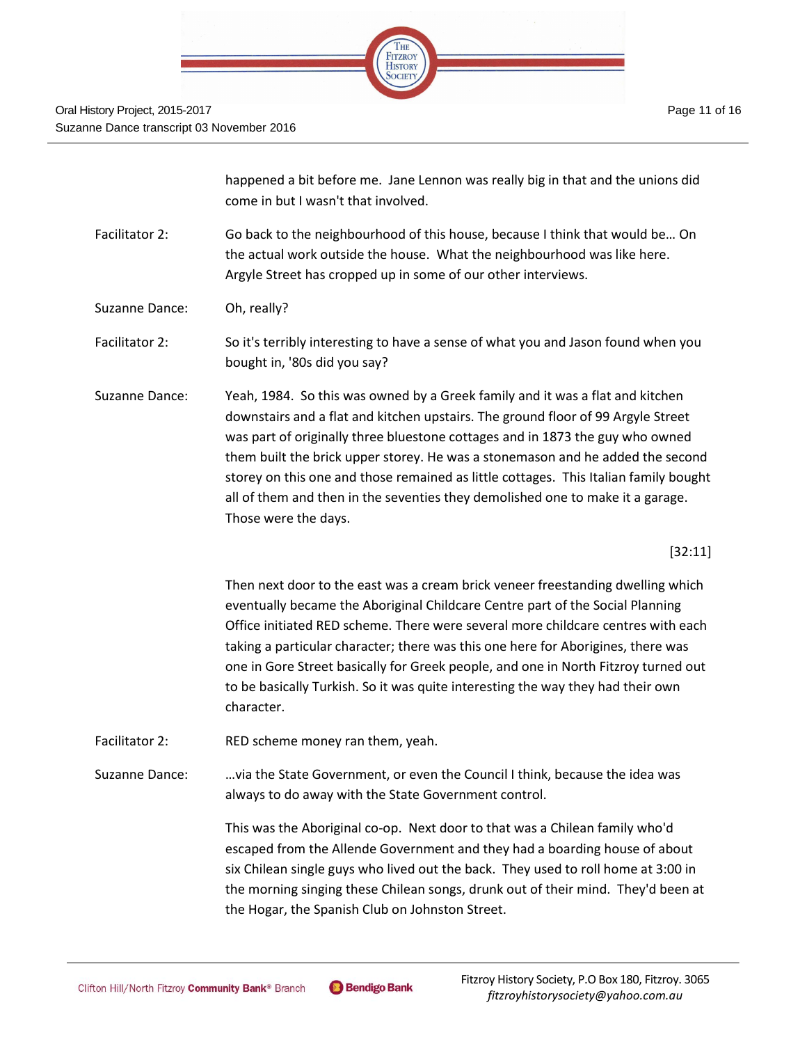happened a bit before me. Jane Lennon was really big in that and the unions did come in but I wasn't that involved.

Facilitator 2: Go back to the neighbourhood of this house, because I think that would be… On the actual work outside the house. What the neighbourhood was like here. Argyle Street has cropped up in some of our other interviews.

Suzanne Dance: Oh, really?

Facilitator 2: So it's terribly interesting to have a sense of what you and Jason found when you bought in, '80s did you say?

Suzanne Dance: Yeah, 1984. So this was owned by a Greek family and it was a flat and kitchen downstairs and a flat and kitchen upstairs. The ground floor of 99 Argyle Street was part of originally three bluestone cottages and in 1873 the guy who owned them built the brick upper storey. He was a stonemason and he added the second storey on this one and those remained as little cottages. This Italian family bought all of them and then in the seventies they demolished one to make it a garage. Those were the days.

[32:11]

Then next door to the east was a cream brick veneer freestanding dwelling which eventually became the Aboriginal Childcare Centre part of the Social Planning Office initiated RED scheme. There were several more childcare centres with each taking a particular character; there was this one here for Aborigines, there was one in Gore Street basically for Greek people, and one in North Fitzroy turned out to be basically Turkish. So it was quite interesting the way they had their own character.

Facilitator 2: RED scheme money ran them, yeah.

Suzanne Dance: …via the State Government, or even the Council I think, because the idea was always to do away with the State Government control.

This was the Aboriginal co-op. Next door to that was a Chilean family who'd escaped from the Allende Government and they had a boarding house of about six Chilean single guys who lived out the back. They used to roll home at 3:00 in the morning singing these Chilean songs, drunk out of their mind. They'd been at the Hogar, the Spanish Club on Johnston Street.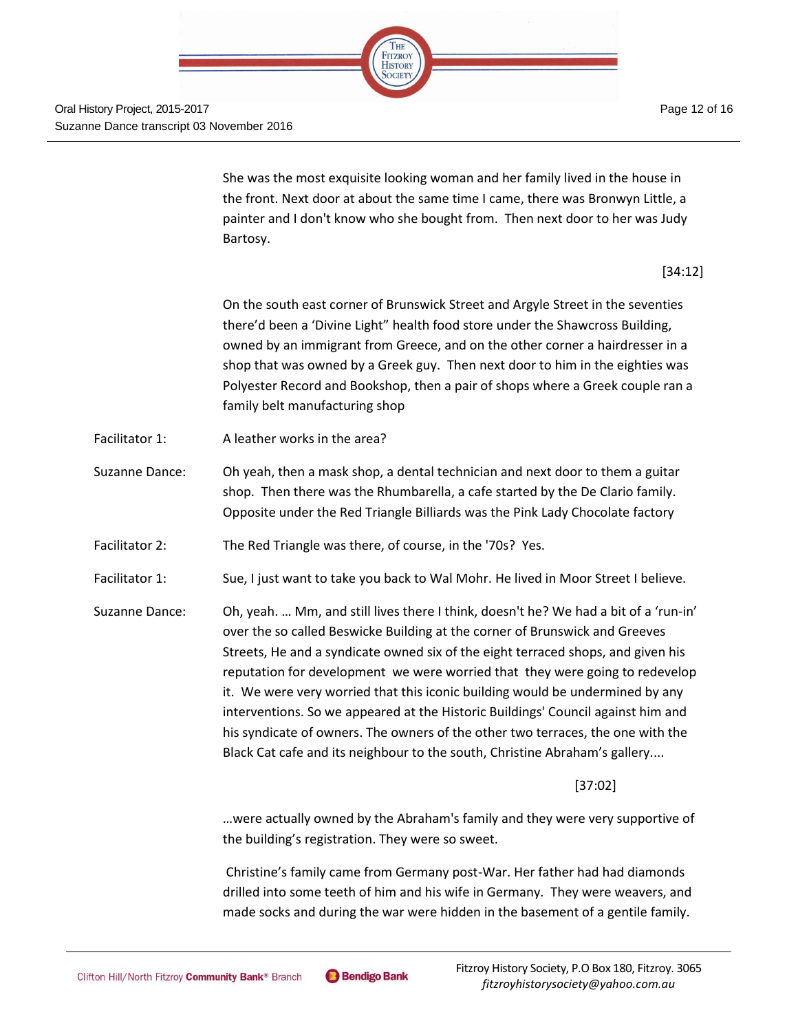She was the most exquisite looking woman and her family lived in the house in the front. Next door at about the same time I came, there was Bronwyn Little, a painter and I don't know who she bought from. Then next door to her was Judy Bartosy.

[34:12]

On the south east corner of Brunswick Street and Argyle Street in the seventies there'd been a 'Divine Light" health food store under the Shawcross Building, owned by an immigrant from Greece, and on the other corner a hairdresser in a shop that was owned by a Greek guy. Then next door to him in the eighties was Polyester Record and Bookshop, then a pair of shops where a Greek couple ran a family belt manufacturing shop

Facilitator 1: A leather works in the area?

Suzanne Dance: Oh yeah, then a mask shop, a dental technician and next door to them a guitar shop. Then there was the Rhumbarella, a cafe started by the De Clario family. Opposite under the Red Triangle Billiards was the Pink Lady Chocolate factory

Facilitator 2: The Red Triangle was there, of course, in the '70s? Yes.

Facilitator 1: Sue, I just want to take you back to Wal Mohr. He lived in Moor Street I believe.

Suzanne Dance: Oh, yeah. … Mm, and still lives there I think, doesn't he? We had a bit of a 'run-in' over the so called Beswicke Building at the corner of Brunswick and Greeves Streets, He and a syndicate owned six of the eight terraced shops, and given his reputation for development we were worried that they were going to redevelop it. We were very worried that this iconic building would be undermined by any interventions. So we appeared at the Historic Buildings' Council against him and his syndicate of owners. The owners of the other two terraces, the one with the Black Cat cafe and its neighbour to the south, Christine Abraham's gallery....

[37:02]

…were actually owned by the Abraham's family and they were very supportive of the building's registration. They were so sweet.

Christine's family came from Germany post-War. Her father had had diamonds drilled into some teeth of him and his wife in Germany. They were weavers, and made socks and during the war were hidden in the basement of a gentile family.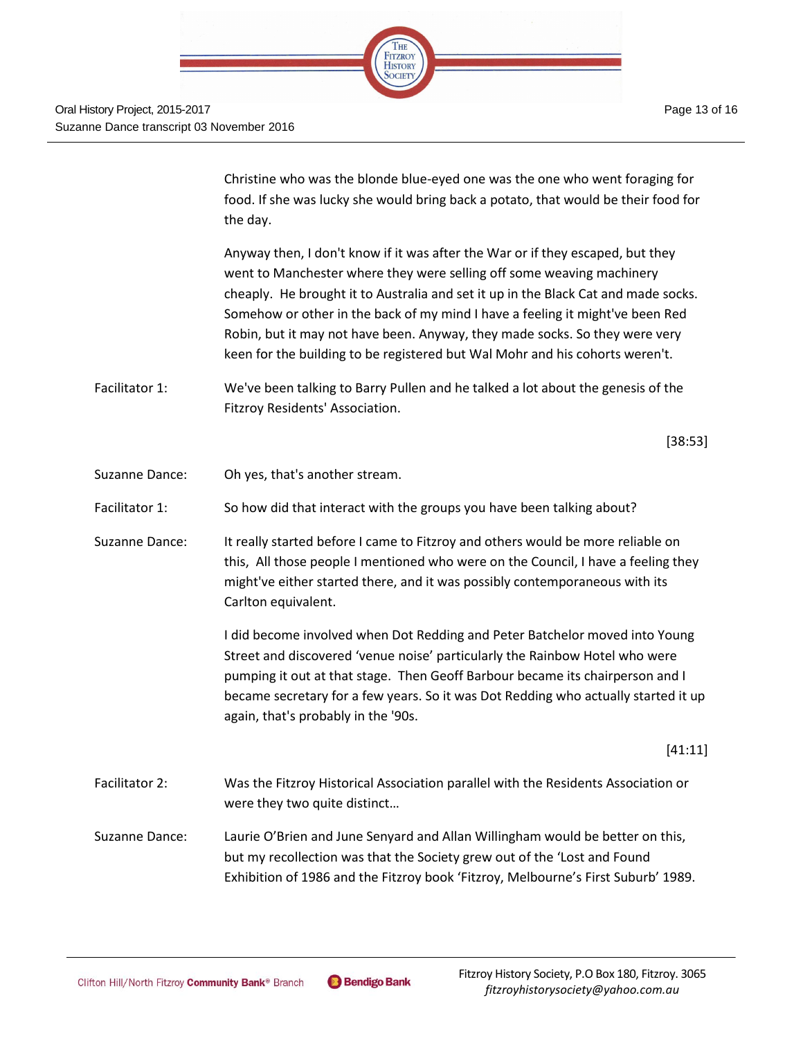Christine who was the blonde blue-eyed one was the one who went foraging for food. If she was lucky she would bring back a potato, that would be their food for the day.

Anyway then, I don't know if it was after the War or if they escaped, but they went to Manchester where they were selling off some weaving machinery cheaply. He brought it to Australia and set it up in the Black Cat and made socks. Somehow or other in the back of my mind I have a feeling it might've been Red Robin, but it may not have been. Anyway, they made socks. So they were very keen for the building to be registered but Wal Mohr and his cohorts weren't.

Facilitator 1: We've been talking to Barry Pullen and he talked a lot about the genesis of the Fitzroy Residents' Association.

[38:53]

Suzanne Dance: Oh yes, that's another stream.

Facilitator 1: So how did that interact with the groups you have been talking about?

Suzanne Dance: It really started before I came to Fitzroy and others would be more reliable on this, All those people I mentioned who were on the Council, I have a feeling they might've either started there, and it was possibly contemporaneous with its Carlton equivalent.

I did become involved when Dot Redding and Peter Batchelor moved into Young Street and discovered 'venue noise' particularly the Rainbow Hotel who were pumping it out at that stage. Then Geoff Barbour became its chairperson and I became secretary for a few years. So it was Dot Redding who actually started it up again, that's probably in the '90s.

[41:11]

Facilitator 2: Was the Fitzroy Historical Association parallel with the Residents Association or were they two quite distinct…

Suzanne Dance: Laurie O'Brien and June Senyard and Allan Willingham would be better on this, but my recollection was that the Society grew out of the 'Lost and Found Exhibition of 1986 and the Fitzroy book 'Fitzroy, Melbourne's First Suburb' 1989.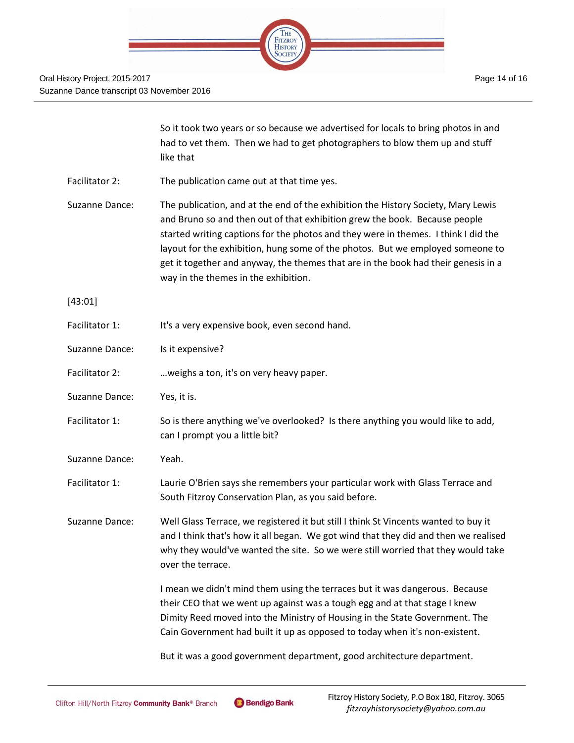So it took two years or so because we advertised for locals to bring photos in and had to vet them. Then we had to get photographers to blow them up and stuff like that

Facilitator 2: The publication came out at that time yes.

Suzanne Dance: The publication, and at the end of the exhibition the History Society, Mary Lewis and Bruno so and then out of that exhibition grew the book. Because people started writing captions for the photos and they were in themes. I think I did the layout for the exhibition, hung some of the photos. But we employed someone to get it together and anyway, the themes that are in the book had their genesis in a way in the themes in the exhibition.

[43:01]

Facilitator 1: It's a very expensive book, even second hand.

Suzanne Dance: Is it expensive?

Facilitator 2: …weighs a ton, it's on very heavy paper.

Suzanne Dance: Yes, it is.

Facilitator 1: So is there anything we've overlooked? Is there anything you would like to add, can I prompt you a little bit?

Suzanne Dance: Yeah.

Facilitator 1: Laurie O'Brien says she remembers your particular work with Glass Terrace and South Fitzroy Conservation Plan, as you said before.

Suzanne Dance: Well Glass Terrace, we registered it but still I think St Vincents wanted to buy it and I think that's how it all began. We got wind that they did and then we realised why they would've wanted the site. So we were still worried that they would take over the terrace.

I mean we didn't mind them using the terraces but it was dangerous. Because their CEO that we went up against was a tough egg and at that stage I knew Dimity Reed moved into the Ministry of Housing in the State Government. The Cain Government had built it up as opposed to today when it's non-existent.

But it was a good government department, good architecture department.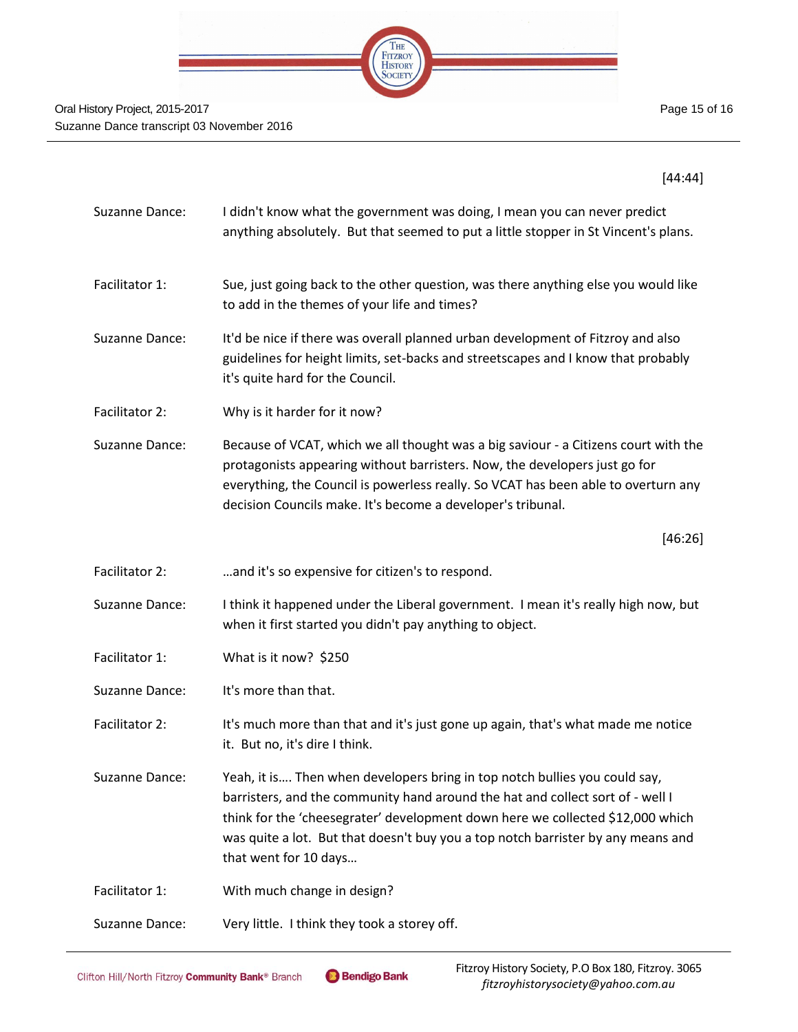[44:44]

| | |
|---|---|
| Suzanne Dance: | I didn't know what the government was doing, I mean you can never predict anything absolutely. But that seemed to put a little stopper in St Vincent's plans. |
| Facilitator 1: | Sue, just going back to the other question, was there anything else you would like to add in the themes of your life and times? |
| Suzanne Dance: | It'd be nice if there was overall planned urban development of Fitzroy and also guidelines for height limits, set-backs and streetscapes and I know that probably it's quite hard for the Council. |
| Facilitator 2: | Why is it harder for it now? |
| Suzanne Dance: | Because of VCAT, which we all thought was a big saviour - a Citizens court with the protagonists appearing without barristers. Now, the developers just go for everything, the Council is powerless really. So VCAT has been able to overturn any decision Councils make. It's become a developer's tribunal. |

[46:26]

| | |
|---|---|
| Facilitator 2: | …and it's so expensive for citizen's to respond. |
| Suzanne Dance: | I think it happened under the Liberal government. I mean it's really high now, but when it first started you didn't pay anything to object. |
| Facilitator 1: | What is it now? $250 |
| Suzanne Dance: | It's more than that. |
| Facilitator 2: | It's much more than that and it's just gone up again, that's what made me notice it. But no, it's dire I think. |
| Suzanne Dance: | Yeah, it is…. Then when developers bring in top notch bullies you could say, barristers, and the community hand around the hat and collect sort of - well I think for the 'cheesegrater' development down here we collected $12,000 which was quite a lot. But that doesn't buy you a top notch barrister by any means and that went for 10 days… |
| Facilitator 1: | With much change in design? |
| Suzanne Dance: | Very little. I think they took a storey off. |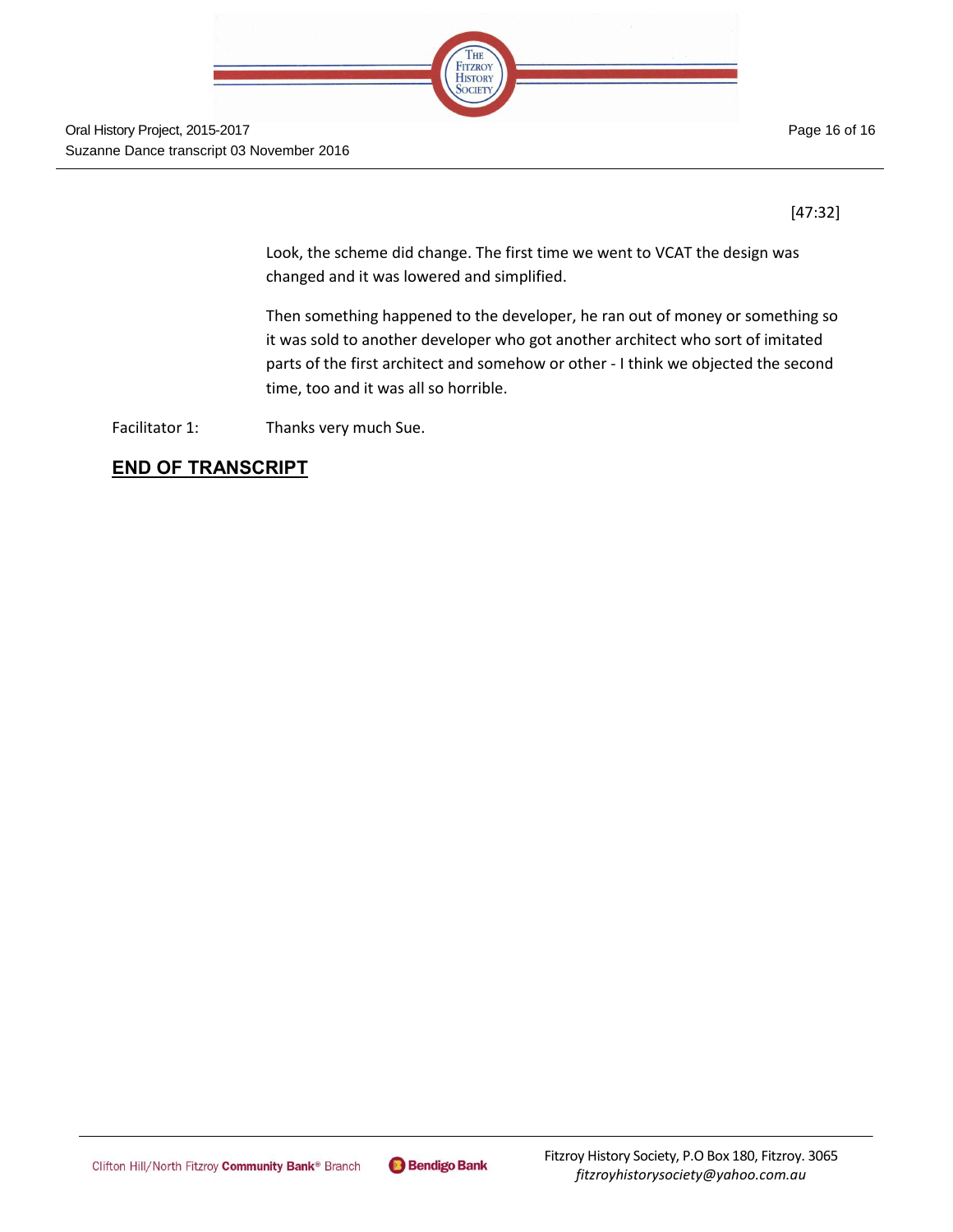[47:32]

Look, the scheme did change. The first time we went to VCAT the design was changed and it was lowered and simplified.

Then something happened to the developer, he ran out of money or something so it was sold to another developer who got another architect who sort of imitated parts of the first architect and somehow or other - I think we objected the second time, too and it was all so horrible.

Facilitator 1: Thanks very much Sue.

**END OF TRANSCRIPT**